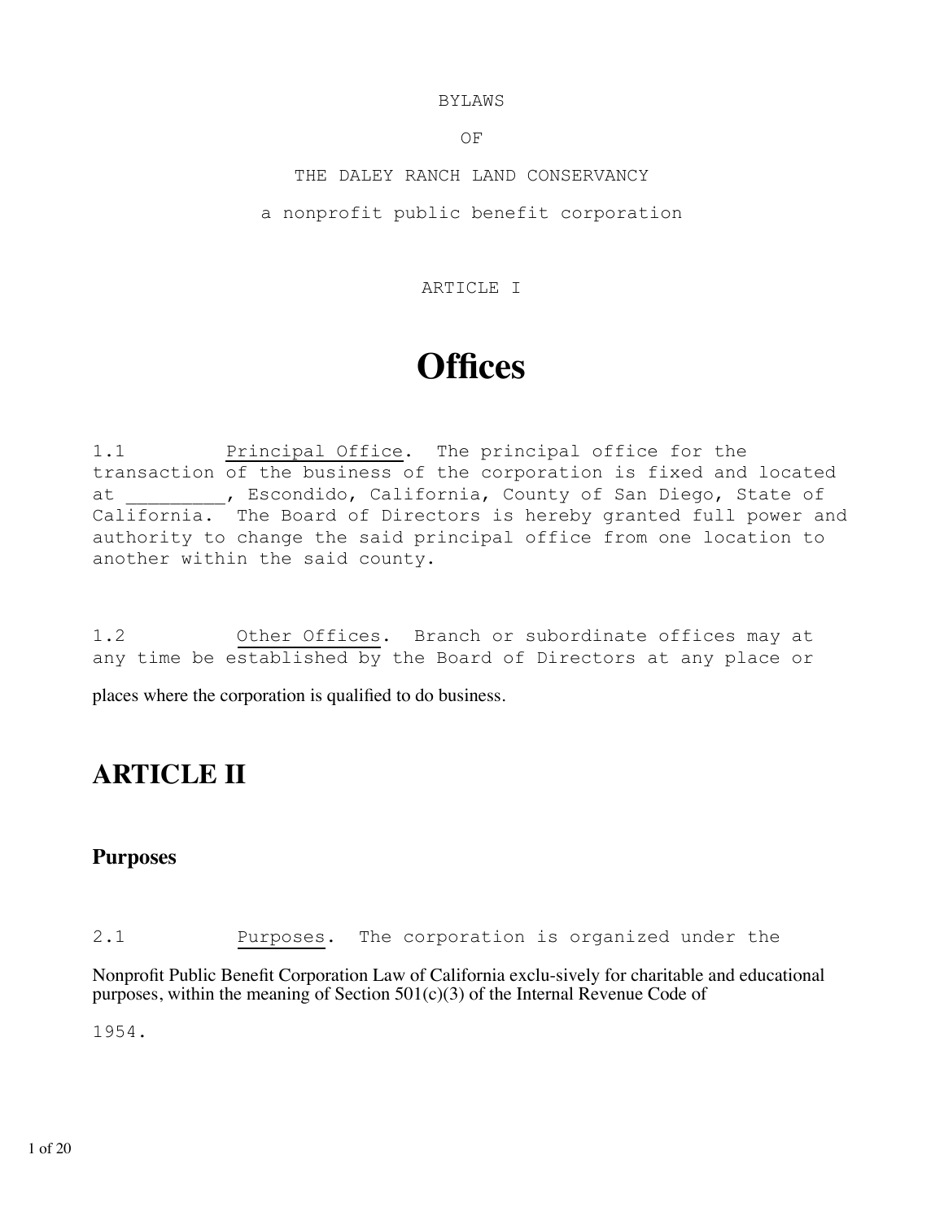BYLAWS

OF

THE DALEY RANCH LAND CONSERVANCY

a nonprofit public benefit corporation

ARTICLE I

# Offices

1.1 Principal Office. The principal office for the transaction of the business of the corporation is fixed and located at _________, Escondido, California, County of San Diego, State of California. The Board of Directors is hereby granted full power and authority to change the said principal office from one location to another within the said county.

1.2 Other Offices. Branch or subordinate offices may at any time be established by the Board of Directors at any place or places where the corporation is qualified to do business.

## ARTICLE II

### Purposes

2.1 Purposes. The corporation is organized under the Nonprofit Public Benefit Corporation Law of California exclu-sively for charitable and educational purposes, within the meaning of Section 501(c)(3) of the Internal Revenue Code of 1954.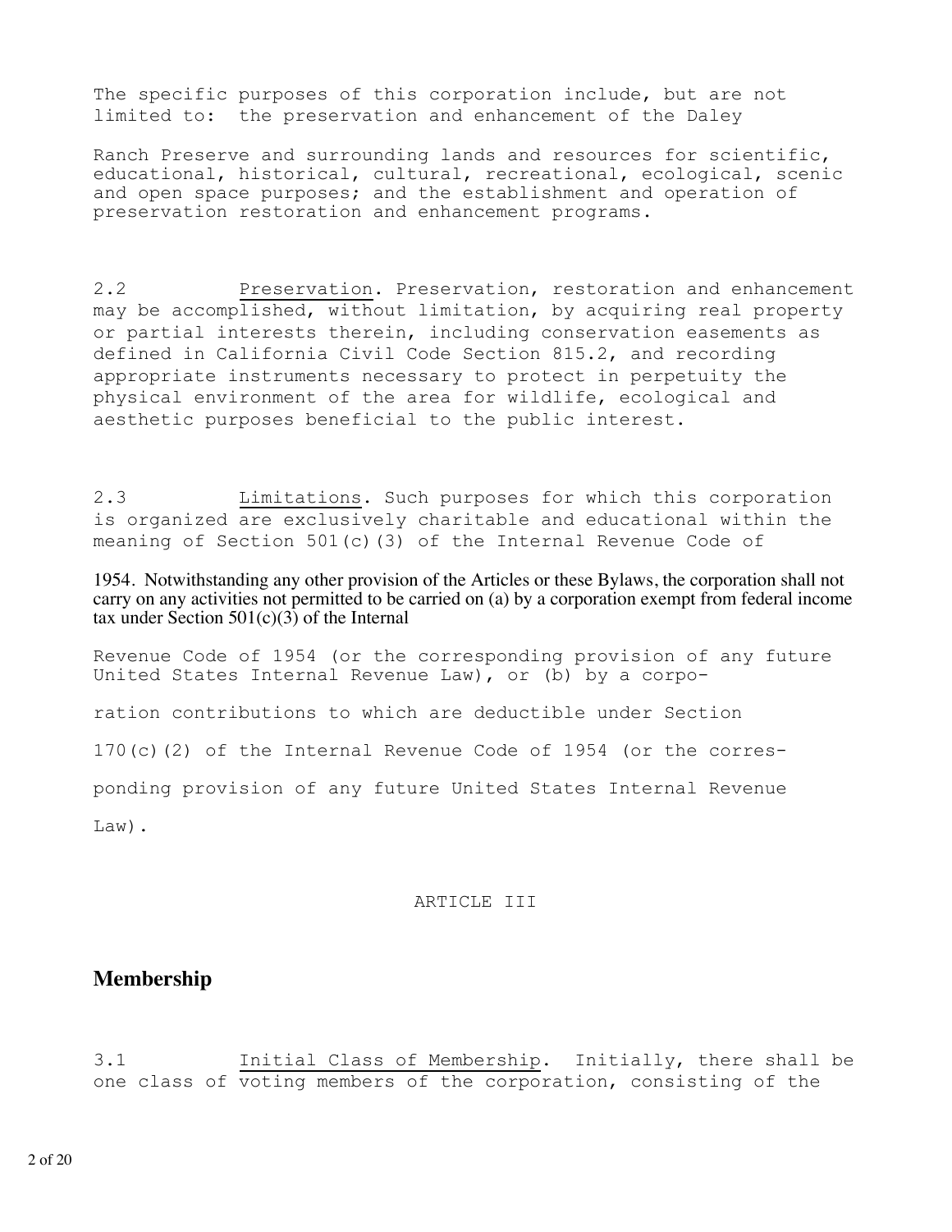The specific purposes of this corporation include, but are not limited to: the preservation and enhancement of the Daley

Ranch Preserve and surrounding lands and resources for scientific, educational, historical, cultural, recreational, ecological, scenic and open space purposes; and the establishment and operation of preservation restoration and enhancement programs.

2.2 Preservation. Preservation, restoration and enhancement may be accomplished, without limitation, by acquiring real property or partial interests therein, including conservation easements as defined in California Civil Code Section 815.2, and recording appropriate instruments necessary to protect in perpetuity the physical environment of the area for wildlife, ecological and aesthetic purposes beneficial to the public interest.

2.3 Limitations. Such purposes for which this corporation is organized are exclusively charitable and educational within the meaning of Section 501(c)(3) of the Internal Revenue Code of

1954. Notwithstanding any other provision of the Articles or these Bylaws, the corporation shall not carry on any activities not permitted to be carried on (a) by a corporation exempt from federal income tax under Section 501(c)(3) of the Internal

Revenue Code of 1954 (or the corresponding provision of any future United States Internal Revenue Law), or (b) by a corporation contributions to which are deductible under Section 170(c)(2) of the Internal Revenue Code of 1954 (or the corresponding provision of any future United States Internal Revenue Law).

ARTICLE III

## Membership

3.1 Initial Class of Membership. Initially, there shall be one class of voting members of the corporation, consisting of the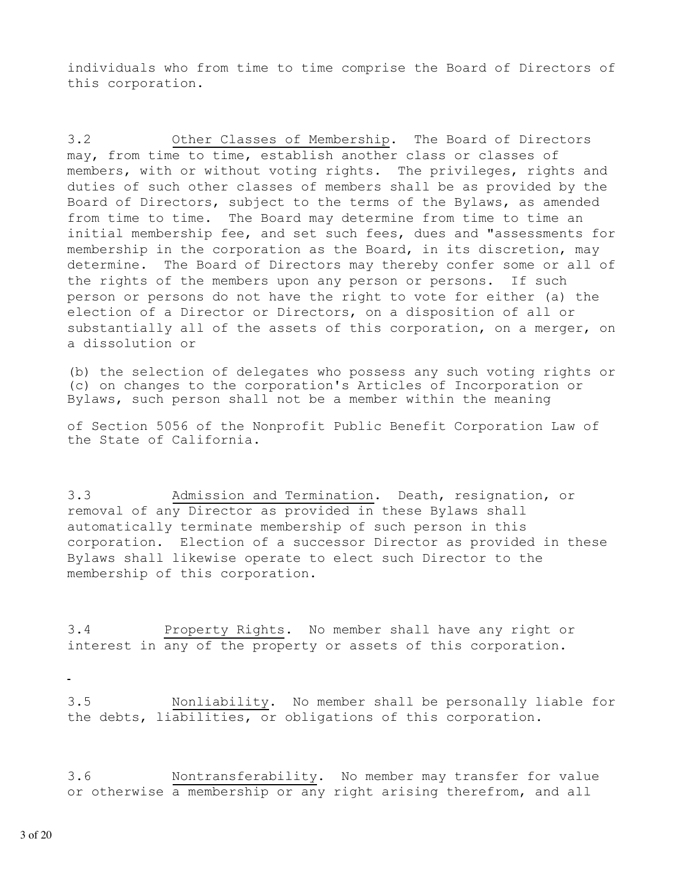individuals who from time to time comprise the Board of Directors of this corporation.

3.2 Other Classes of Membership. The Board of Directors may, from time to time, establish another class or classes of members, with or without voting rights. The privileges, rights and duties of such other classes of members shall be as provided by the Board of Directors, subject to the terms of the Bylaws, as amended from time to time. The Board may determine from time to time an initial membership fee, and set such fees, dues and "assessments for membership in the corporation as the Board, in its discretion, may determine. The Board of Directors may thereby confer some or all of the rights of the members upon any person or persons. If such person or persons do not have the right to vote for either (a) the election of a Director or Directors, on a disposition of all or substantially all of the assets of this corporation, on a merger, on a dissolution or

(b) the selection of delegates who possess any such voting rights or (c) on changes to the corporation's Articles of Incorporation or Bylaws, such person shall not be a member within the meaning

of Section 5056 of the Nonprofit Public Benefit Corporation Law of the State of California.

3.3 Admission and Termination. Death, resignation, or removal of any Director as provided in these Bylaws shall automatically terminate membership of such person in this corporation. Election of a successor Director as provided in these Bylaws shall likewise operate to elect such Director to the membership of this corporation.

3.4 Property Rights. No member shall have any right or interest in any of the property or assets of this corporation.

3.5 Nonliability. No member shall be personally liable for the debts, liabilities, or obligations of this corporation.

3.6 Nontransferability. No member may transfer for value or otherwise a membership or any right arising therefrom, and all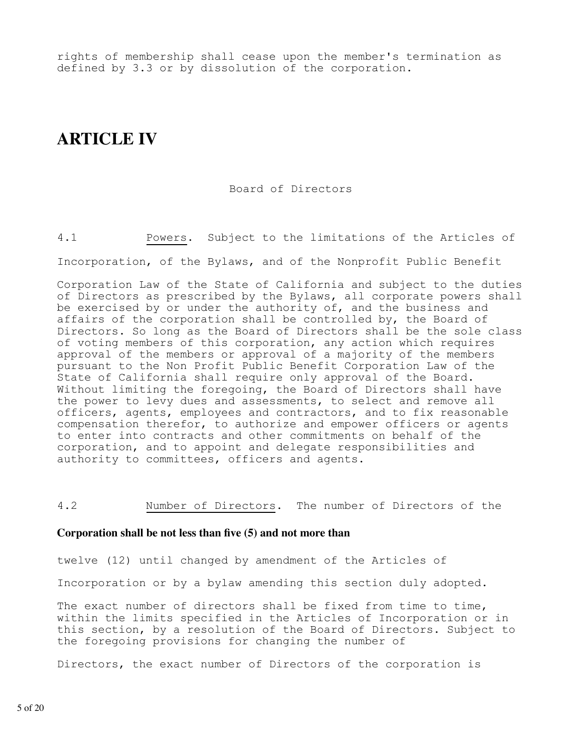rights of membership shall cease upon the member's termination as defined by 3.3 or by dissolution of the corporation.

# ARTICLE IV

Board of Directors

4.1 Powers. Subject to the limitations of the Articles of Incorporation, of the Bylaws, and of the Nonprofit Public Benefit Corporation Law of the State of California and subject to the duties of Directors as prescribed by the Bylaws, all corporate powers shall be exercised by or under the authority of, and the business and affairs of the corporation shall be controlled by, the Board of Directors. So long as the Board of Directors shall be the sole class of voting members of this corporation, any action which requires approval of the members or approval of a majority of the members pursuant to the Non Profit Public Benefit Corporation Law of the State of California shall require only approval of the Board. Without limiting the foregoing, the Board of Directors shall have the power to levy dues and assessments, to select and remove all officers, agents, employees and contractors, and to fix reasonable compensation therefor, to authorize and empower officers or agents to enter into contracts and other commitments on behalf of the corporation, and to appoint and delegate responsibilities and authority to committees, officers and agents.

4.2 Number of Directors. The number of Directors of the **Corporation shall be not less than five (5) and not more than** twelve (12) until changed by amendment of the Articles of Incorporation or by a bylaw amending this section duly adopted. The exact number of directors shall be fixed from time to time, within the limits specified in the Articles of Incorporation or in this section, by a resolution of the Board of Directors. Subject to the foregoing provisions for changing the number of Directors, the exact number of Directors of the corporation is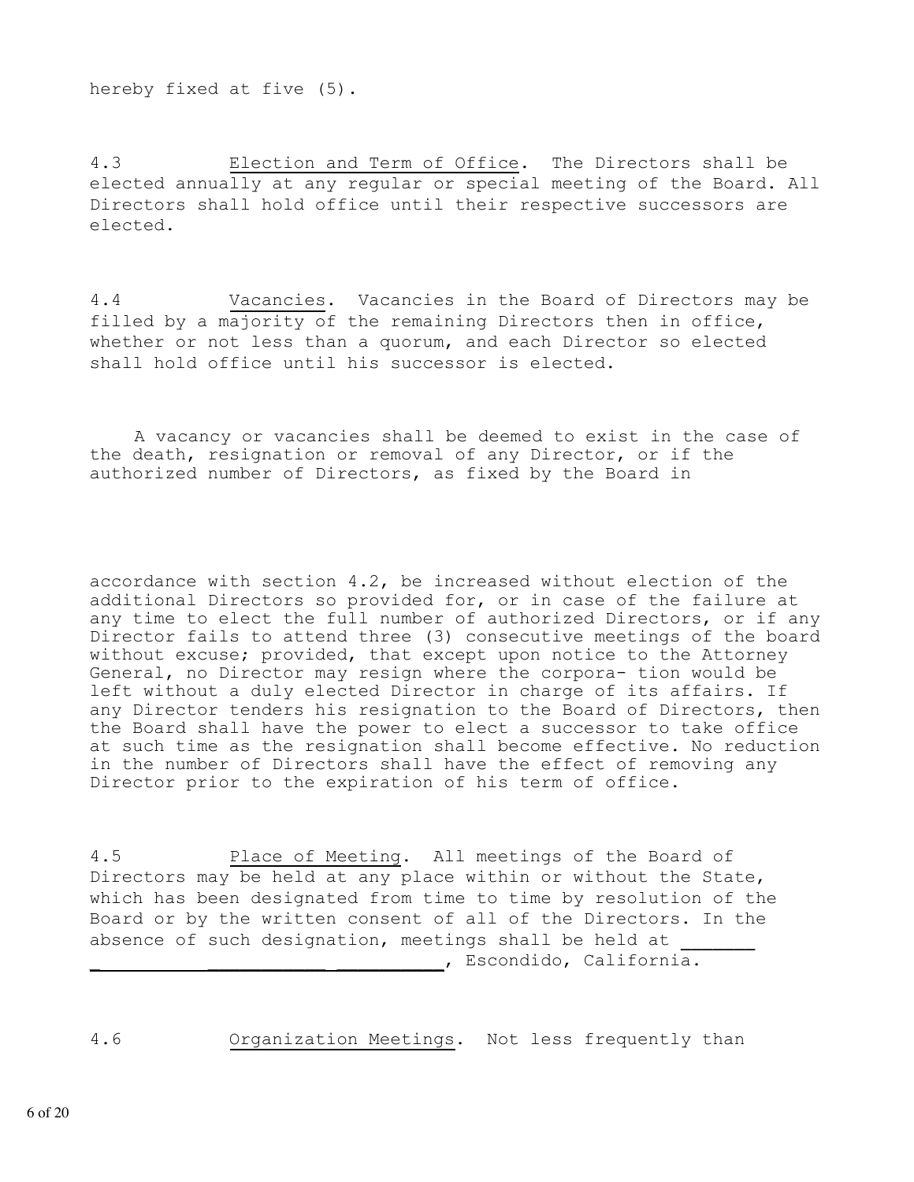hereby fixed at five (5).

4.3 Election and Term of Office. The Directors shall be elected annually at any regular or special meeting of the Board. All Directors shall hold office until their respective successors are elected.

4.4 Vacancies. Vacancies in the Board of Directors may be filled by a majority of the remaining Directors then in office, whether or not less than a quorum, and each Director so elected shall hold office until his successor is elected.

A vacancy or vacancies shall be deemed to exist in the case of the death, resignation or removal of any Director, or if the authorized number of Directors, as fixed by the Board in accordance with section 4.2, be increased without election of the additional Directors so provided for, or in case of the failure at any time to elect the full number of authorized Directors, or if any Director fails to attend three (3) consecutive meetings of the board without excuse; provided, that except upon notice to the Attorney General, no Director may resign where the corpora- tion would be left without a duly elected Director in charge of its affairs. If any Director tenders his resignation to the Board of Directors, then the Board shall have the power to elect a successor to take office at such time as the resignation shall become effective. No reduction in the number of Directors shall have the effect of removing any Director prior to the expiration of his term of office.

4.5 Place of Meeting. All meetings of the Board of Directors may be held at any place within or without the State, which has been designated from time to time by resolution of the Board or by the written consent of all of the Directors. In the absence of such designation, meetings shall be held at _______ ______________________________, Escondido, California.

4.6 Organization Meetings. Not less frequently than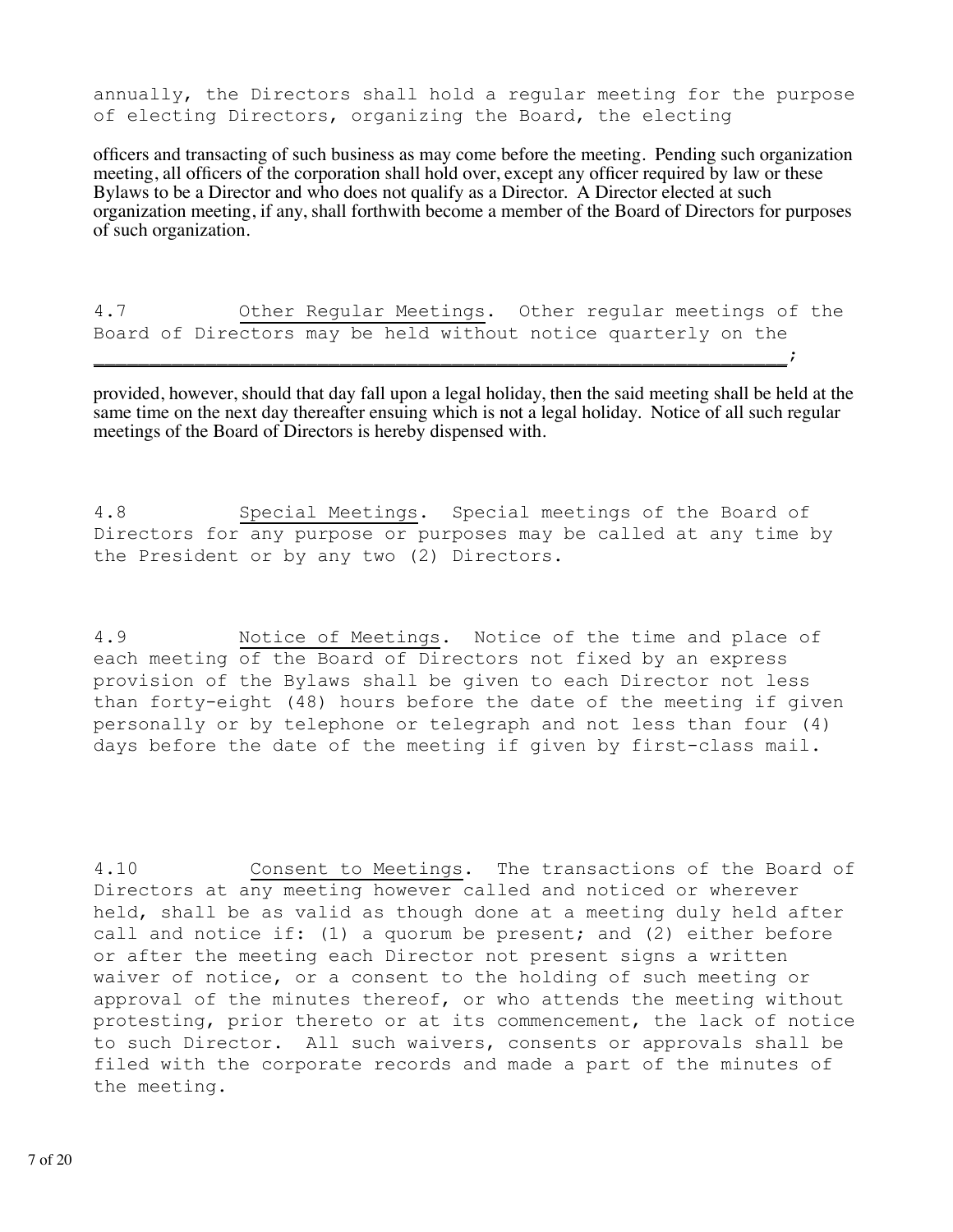annually, the Directors shall hold a regular meeting for the purpose of electing Directors, organizing the Board, the electing

officers and transacting of such business as may come before the meeting. Pending such organization meeting, all officers of the corporation shall hold over, except any officer required by law or these Bylaws to be a Director and who does not qualify as a Director. A Director elected at such organization meeting, if any, shall forthwith become a member of the Board of Directors for purposes of such organization.

4.7 Other Regular Meetings. Other regular meetings of the Board of Directors may be held without notice quarterly on the ________________________________________________________;

provided, however, should that day fall upon a legal holiday, then the said meeting shall be held at the same time on the next day thereafter ensuing which is not a legal holiday. Notice of all such regular meetings of the Board of Directors is hereby dispensed with.

4.8 Special Meetings. Special meetings of the Board of Directors for any purpose or purposes may be called at any time by the President or by any two (2) Directors.

4.9 Notice of Meetings. Notice of the time and place of each meeting of the Board of Directors not fixed by an express provision of the Bylaws shall be given to each Director not less than forty-eight (48) hours before the date of the meeting if given personally or by telephone or telegraph and not less than four (4) days before the date of the meeting if given by first-class mail.

4.10 Consent to Meetings. The transactions of the Board of Directors at any meeting however called and noticed or wherever held, shall be as valid as though done at a meeting duly held after call and notice if: (1) a quorum be present; and (2) either before or after the meeting each Director not present signs a written waiver of notice, or a consent to the holding of such meeting or approval of the minutes thereof, or who attends the meeting without protesting, prior thereto or at its commencement, the lack of notice to such Director. All such waivers, consents or approvals shall be filed with the corporate records and made a part of the minutes of the meeting.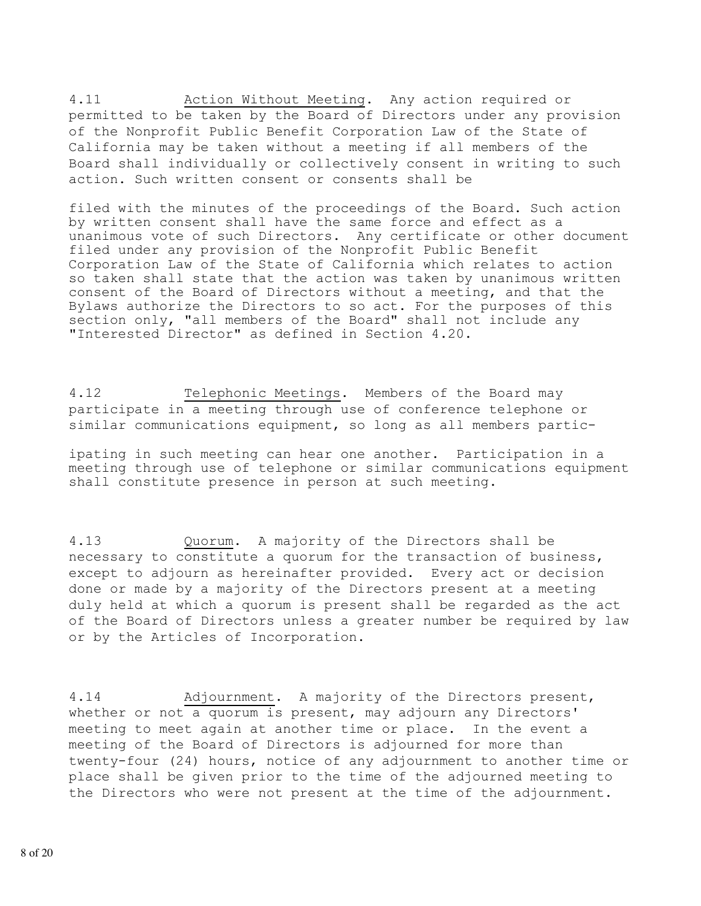4.11 Action Without Meeting. Any action required or permitted to be taken by the Board of Directors under any provision of the Nonprofit Public Benefit Corporation Law of the State of California may be taken without a meeting if all members of the Board shall individually or collectively consent in writing to such action. Such written consent or consents shall be filed with the minutes of the proceedings of the Board. Such action by written consent shall have the same force and effect as a unanimous vote of such Directors. Any certificate or other document filed under any provision of the Nonprofit Public Benefit Corporation Law of the State of California which relates to action so taken shall state that the action was taken by unanimous written consent of the Board of Directors without a meeting, and that the Bylaws authorize the Directors to so act. For the purposes of this section only, "all members of the Board" shall not include any "Interested Director" as defined in Section 4.20.

4.12 Telephonic Meetings. Members of the Board may participate in a meeting through use of conference telephone or similar communications equipment, so long as all members participating in such meeting can hear one another. Participation in a meeting through use of telephone or similar communications equipment shall constitute presence in person at such meeting.

4.13 Quorum. A majority of the Directors shall be necessary to constitute a quorum for the transaction of business, except to adjourn as hereinafter provided. Every act or decision done or made by a majority of the Directors present at a meeting duly held at which a quorum is present shall be regarded as the act of the Board of Directors unless a greater number be required by law or by the Articles of Incorporation.

4.14 Adjournment. A majority of the Directors present, whether or not a quorum is present, may adjourn any Directors' meeting to meet again at another time or place. In the event a meeting of the Board of Directors is adjourned for more than twenty-four (24) hours, notice of any adjournment to another time or place shall be given prior to the time of the adjourned meeting to the Directors who were not present at the time of the adjournment.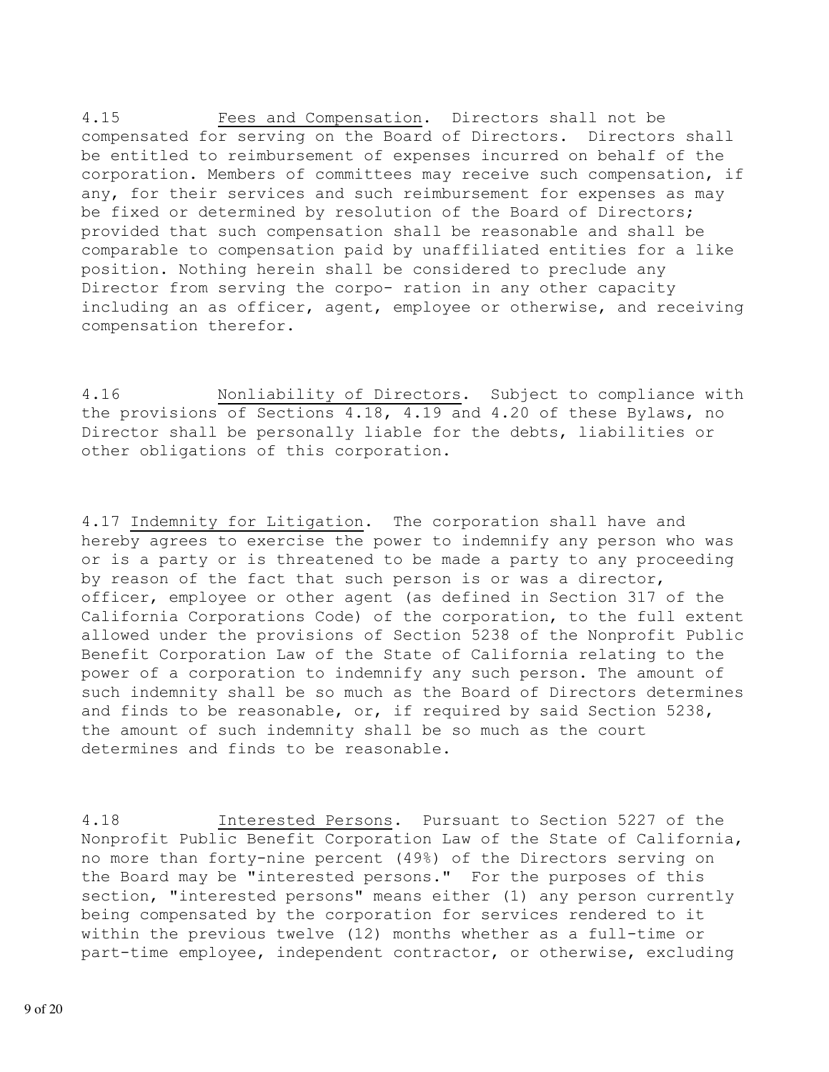4.15 Fees and Compensation. Directors shall not be compensated for serving on the Board of Directors. Directors shall be entitled to reimbursement of expenses incurred on behalf of the corporation. Members of committees may receive such compensation, if any, for their services and such reimbursement for expenses as may be fixed or determined by resolution of the Board of Directors; provided that such compensation shall be reasonable and shall be comparable to compensation paid by unaffiliated entities for a like position. Nothing herein shall be considered to preclude any Director from serving the corpo- ration in any other capacity including an as officer, agent, employee or otherwise, and receiving compensation therefor.

4.16 Nonliability of Directors. Subject to compliance with the provisions of Sections 4.18, 4.19 and 4.20 of these Bylaws, no Director shall be personally liable for the debts, liabilities or other obligations of this corporation.

4.17 Indemnity for Litigation. The corporation shall have and hereby agrees to exercise the power to indemnify any person who was or is a party or is threatened to be made a party to any proceeding by reason of the fact that such person is or was a director, officer, employee or other agent (as defined in Section 317 of the California Corporations Code) of the corporation, to the full extent allowed under the provisions of Section 5238 of the Nonprofit Public Benefit Corporation Law of the State of California relating to the power of a corporation to indemnify any such person. The amount of such indemnity shall be so much as the Board of Directors determines and finds to be reasonable, or, if required by said Section 5238, the amount of such indemnity shall be so much as the court determines and finds to be reasonable.

4.18 Interested Persons. Pursuant to Section 5227 of the Nonprofit Public Benefit Corporation Law of the State of California, no more than forty-nine percent (49%) of the Directors serving on the Board may be "interested persons." For the purposes of this section, "interested persons" means either (1) any person currently being compensated by the corporation for services rendered to it within the previous twelve (12) months whether as a full-time or part-time employee, independent contractor, or otherwise, excluding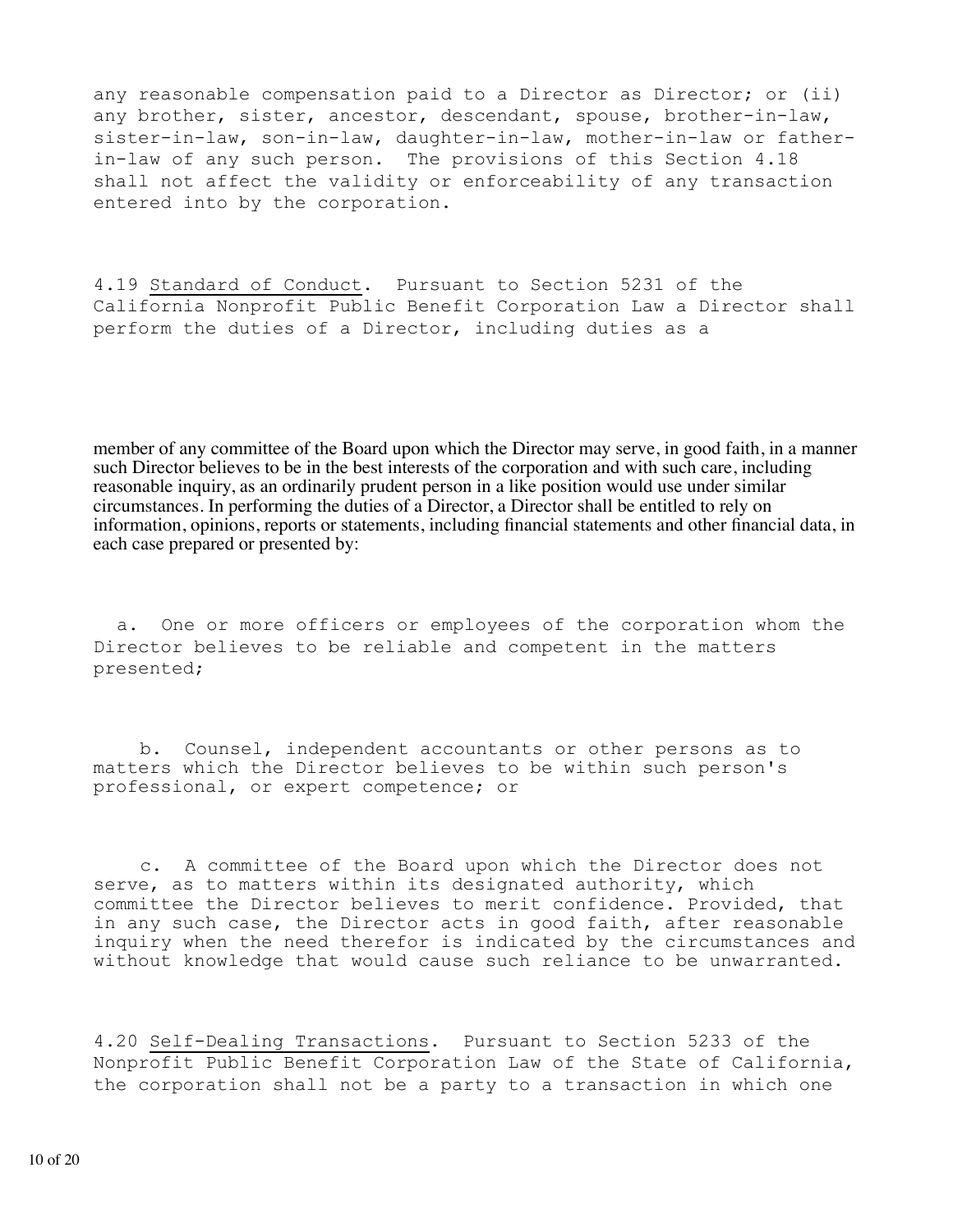any reasonable compensation paid to a Director as Director; or (ii) any brother, sister, ancestor, descendant, spouse, brother-in-law, sister-in-law, son-in-law, daughter-in-law, mother-in-law or father-in-law of any such person. The provisions of this Section 4.18 shall not affect the validity or enforceability of any transaction entered into by the corporation.

4.19 Standard of Conduct. Pursuant to Section 5231 of the California Nonprofit Public Benefit Corporation Law a Director shall perform the duties of a Director, including duties as a member of any committee of the Board upon which the Director may serve, in good faith, in a manner such Director believes to be in the best interests of the corporation and with such care, including reasonable inquiry, as an ordinarily prudent person in a like position would use under similar circumstances. In performing the duties of a Director, a Director shall be entitled to rely on information, opinions, reports or statements, including financial statements and other financial data, in each case prepared or presented by:

a. One or more officers or employees of the corporation whom the Director believes to be reliable and competent in the matters presented;

b. Counsel, independent accountants or other persons as to matters which the Director believes to be within such person's professional, or expert competence; or

c. A committee of the Board upon which the Director does not serve, as to matters within its designated authority, which committee the Director believes to merit confidence. Provided, that in any such case, the Director acts in good faith, after reasonable inquiry when the need therefor is indicated by the circumstances and without knowledge that would cause such reliance to be unwarranted.

4.20 Self-Dealing Transactions. Pursuant to Section 5233 of the Nonprofit Public Benefit Corporation Law of the State of California, the corporation shall not be a party to a transaction in which one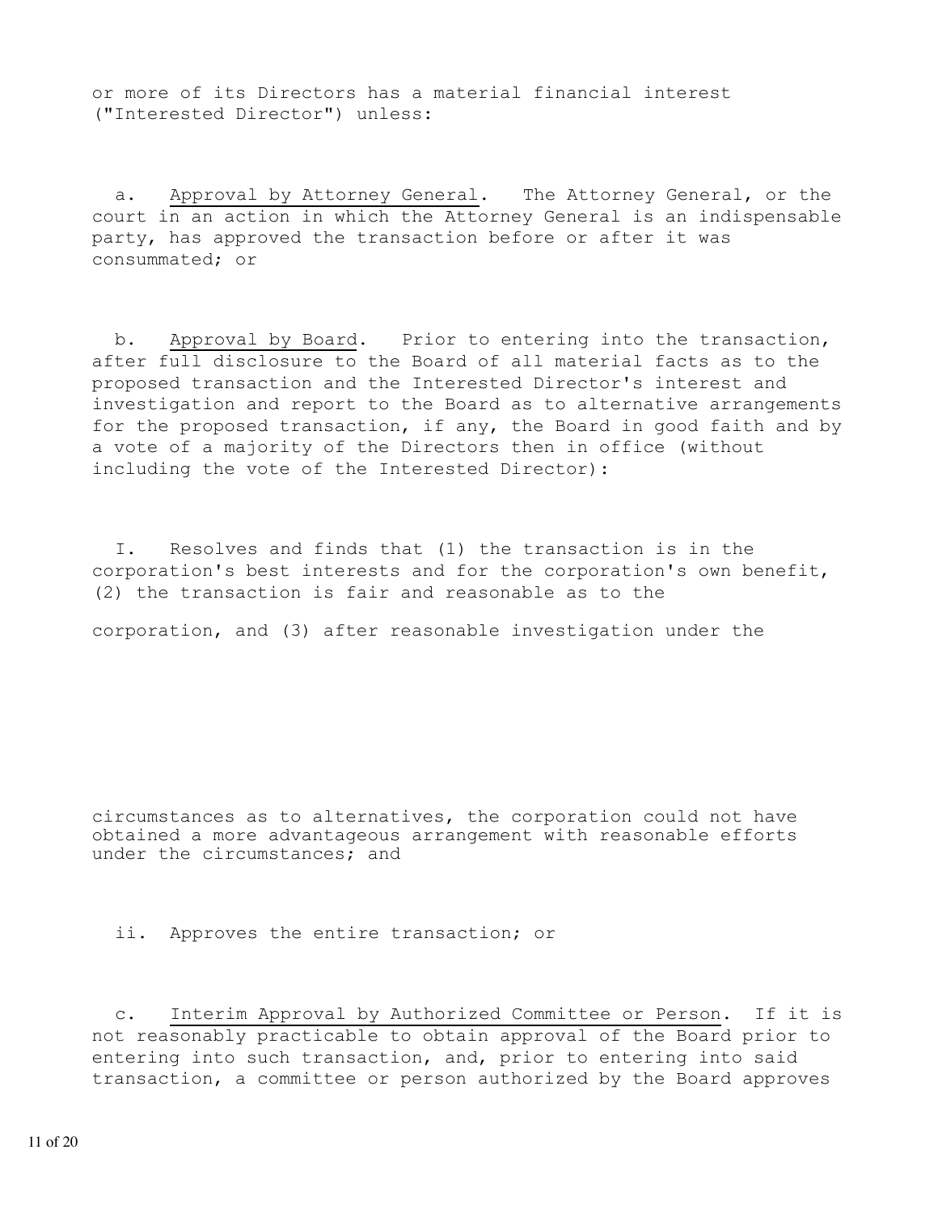or more of its Directors has a material financial interest ("Interested Director") unless:

a. Approval by Attorney General. The Attorney General, or the court in an action in which the Attorney General is an indispensable party, has approved the transaction before or after it was consummated; or

b. Approval by Board. Prior to entering into the transaction, after full disclosure to the Board of all material facts as to the proposed transaction and the Interested Director's interest and investigation and report to the Board as to alternative arrangements for the proposed transaction, if any, the Board in good faith and by a vote of a majority of the Directors then in office (without including the vote of the Interested Director):

I. Resolves and finds that (1) the transaction is in the corporation's best interests and for the corporation's own benefit, (2) the transaction is fair and reasonable as to the corporation, and (3) after reasonable investigation under the circumstances as to alternatives, the corporation could not have obtained a more advantageous arrangement with reasonable efforts under the circumstances; and

ii. Approves the entire transaction; or

c. Interim Approval by Authorized Committee or Person. If it is not reasonably practicable to obtain approval of the Board prior to entering into such transaction, and, prior to entering into said transaction, a committee or person authorized by the Board approves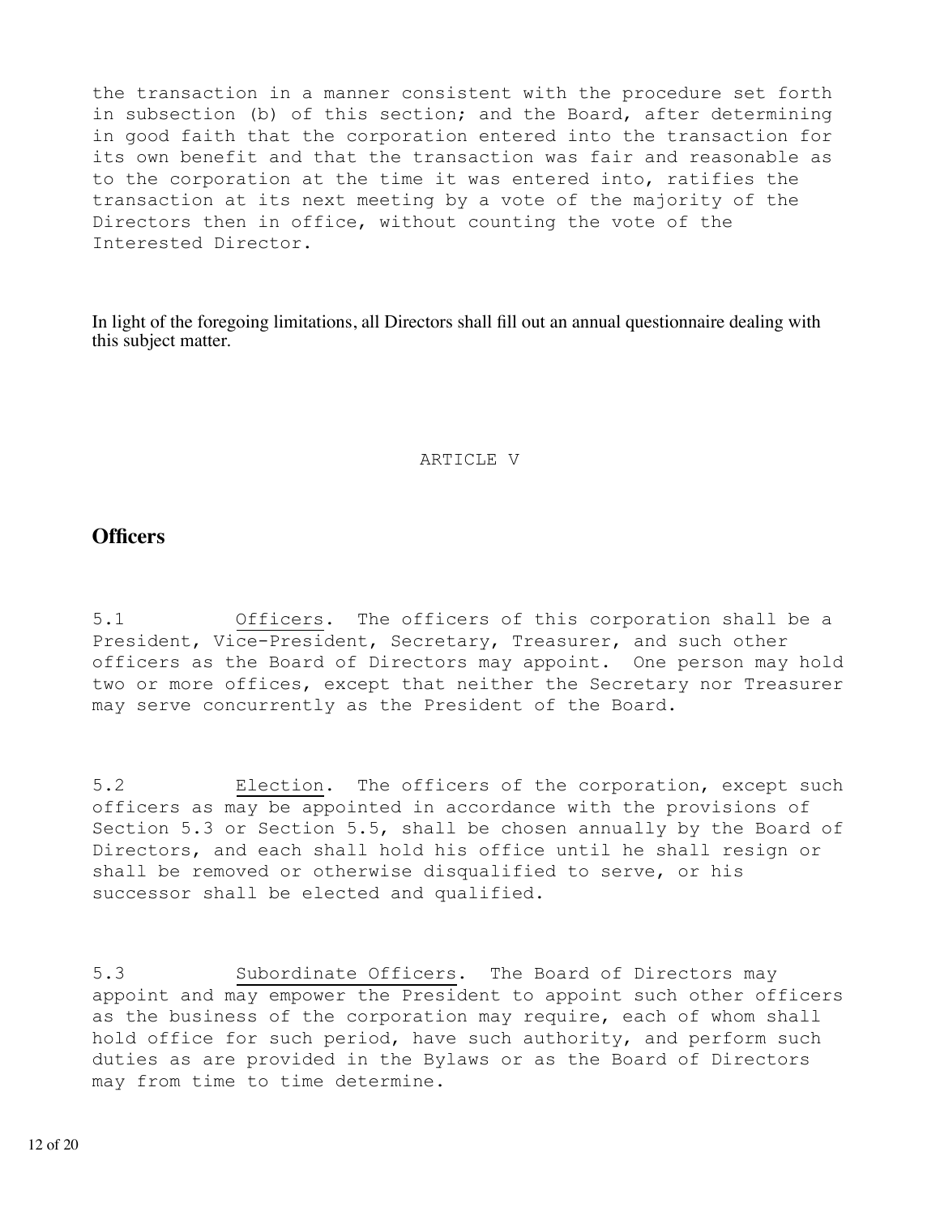the transaction in a manner consistent with the procedure set forth in subsection (b) of this section; and the Board, after determining in good faith that the corporation entered into the transaction for its own benefit and that the transaction was fair and reasonable as to the corporation at the time it was entered into, ratifies the transaction at its next meeting by a vote of the majority of the Directors then in office, without counting the vote of the Interested Director.

In light of the foregoing limitations, all Directors shall fill out an annual questionnaire dealing with this subject matter.

ARTICLE V

## Officers

5.1 Officers. The officers of this corporation shall be a President, Vice-President, Secretary, Treasurer, and such other officers as the Board of Directors may appoint. One person may hold two or more offices, except that neither the Secretary nor Treasurer may serve concurrently as the President of the Board.

5.2 Election. The officers of the corporation, except such officers as may be appointed in accordance with the provisions of Section 5.3 or Section 5.5, shall be chosen annually by the Board of Directors, and each shall hold his office until he shall resign or shall be removed or otherwise disqualified to serve, or his successor shall be elected and qualified.

5.3 Subordinate Officers. The Board of Directors may appoint and may empower the President to appoint such other officers as the business of the corporation may require, each of whom shall hold office for such period, have such authority, and perform such duties as are provided in the Bylaws or as the Board of Directors may from time to time determine.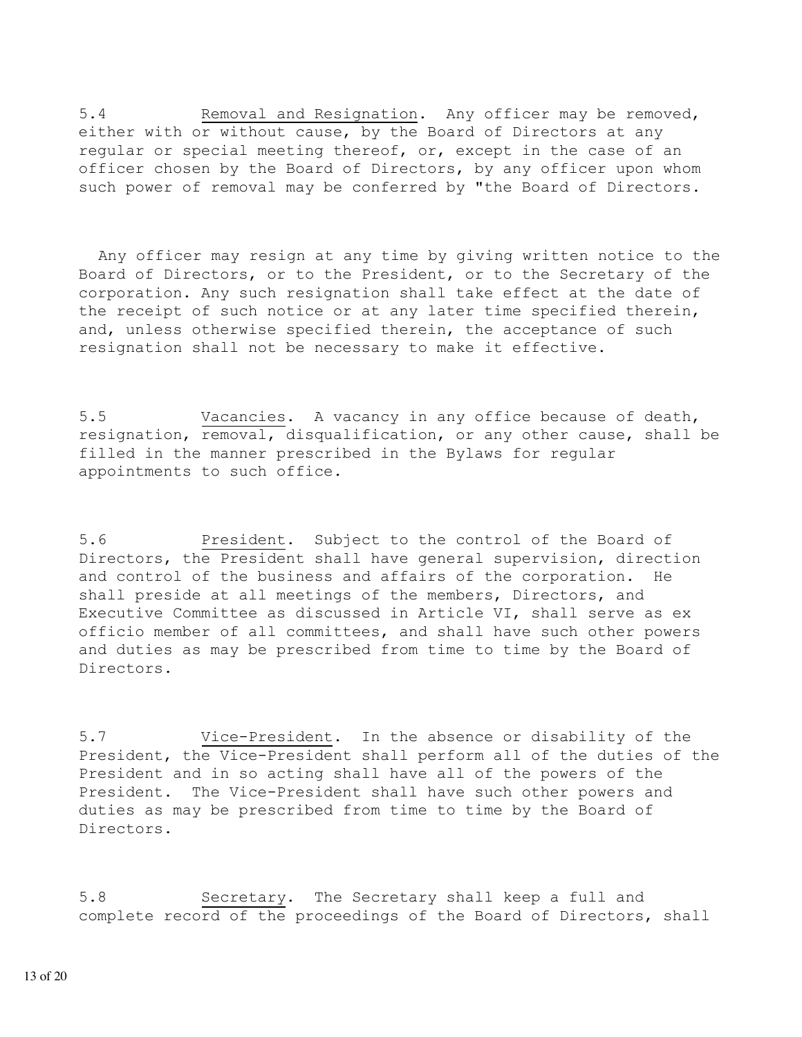5.4 Removal and Resignation. Any officer may be removed, either with or without cause, by the Board of Directors at any regular or special meeting thereof, or, except in the case of an officer chosen by the Board of Directors, by any officer upon whom such power of removal may be conferred by "the Board of Directors.

Any officer may resign at any time by giving written notice to the Board of Directors, or to the President, or to the Secretary of the corporation. Any such resignation shall take effect at the date of the receipt of such notice or at any later time specified therein, and, unless otherwise specified therein, the acceptance of such resignation shall not be necessary to make it effective.

5.5 Vacancies. A vacancy in any office because of death, resignation, removal, disqualification, or any other cause, shall be filled in the manner prescribed in the Bylaws for regular appointments to such office.

5.6 President. Subject to the control of the Board of Directors, the President shall have general supervision, direction and control of the business and affairs of the corporation. He shall preside at all meetings of the members, Directors, and Executive Committee as discussed in Article VI, shall serve as ex officio member of all committees, and shall have such other powers and duties as may be prescribed from time to time by the Board of Directors.

5.7 Vice-President. In the absence or disability of the President, the Vice-President shall perform all of the duties of the President and in so acting shall have all of the powers of the President. The Vice-President shall have such other powers and duties as may be prescribed from time to time by the Board of Directors.

5.8 Secretary. The Secretary shall keep a full and complete record of the proceedings of the Board of Directors, shall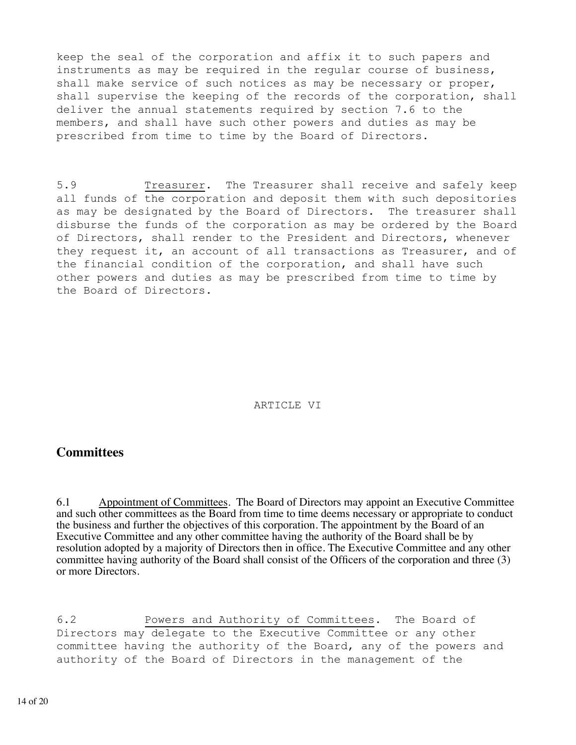keep the seal of the corporation and affix it to such papers and instruments as may be required in the regular course of business, shall make service of such notices as may be necessary or proper, shall supervise the keeping of the records of the corporation, shall deliver the annual statements required by section 7.6 to the members, and shall have such other powers and duties as may be prescribed from time to time by the Board of Directors.

5.9 Treasurer. The Treasurer shall receive and safely keep all funds of the corporation and deposit them with such depositories as may be designated by the Board of Directors. The treasurer shall disburse the funds of the corporation as may be ordered by the Board of Directors, shall render to the President and Directors, whenever they request it, an account of all transactions as Treasurer, and of the financial condition of the corporation, and shall have such other powers and duties as may be prescribed from time to time by the Board of Directors.

ARTICLE VI

## Committees

6.1 Appointment of Committees. The Board of Directors may appoint an Executive Committee and such other committees as the Board from time to time deems necessary or appropriate to conduct the business and further the objectives of this corporation. The appointment by the Board of an Executive Committee and any other committee having the authority of the Board shall be by resolution adopted by a majority of Directors then in office. The Executive Committee and any other committee having authority of the Board shall consist of the Officers of the corporation and three (3) or more Directors.

6.2 Powers and Authority of Committees. The Board of Directors may delegate to the Executive Committee or any other committee having the authority of the Board, any of the powers and authority of the Board of Directors in the management of the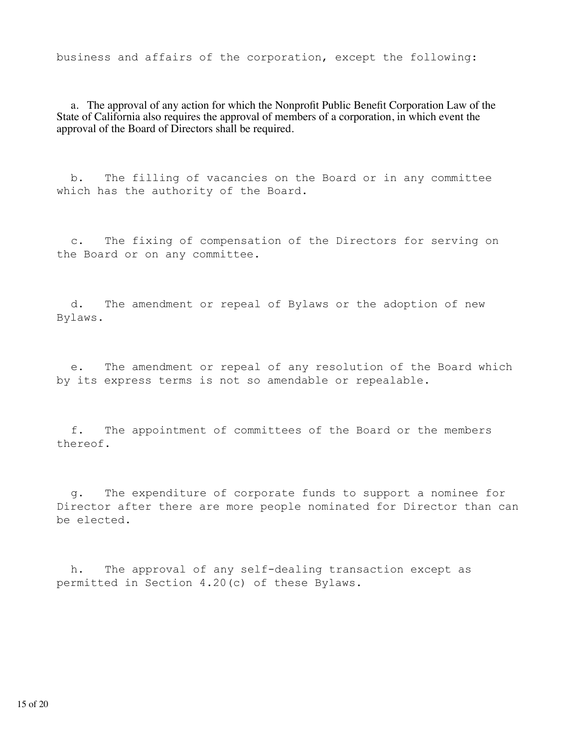business and affairs of the corporation, except the following:

a. The approval of any action for which the Nonprofit Public Benefit Corporation Law of the State of California also requires the approval of members of a corporation, in which event the approval of the Board of Directors shall be required.

b. The filling of vacancies on the Board or in any committee which has the authority of the Board.

c. The fixing of compensation of the Directors for serving on the Board or on any committee.

d. The amendment or repeal of Bylaws or the adoption of new Bylaws.

e. The amendment or repeal of any resolution of the Board which by its express terms is not so amendable or repealable.

f. The appointment of committees of the Board or the members thereof.

g. The expenditure of corporate funds to support a nominee for Director after there are more people nominated for Director than can be elected.

h. The approval of any self-dealing transaction except as permitted in Section 4.20(c) of these Bylaws.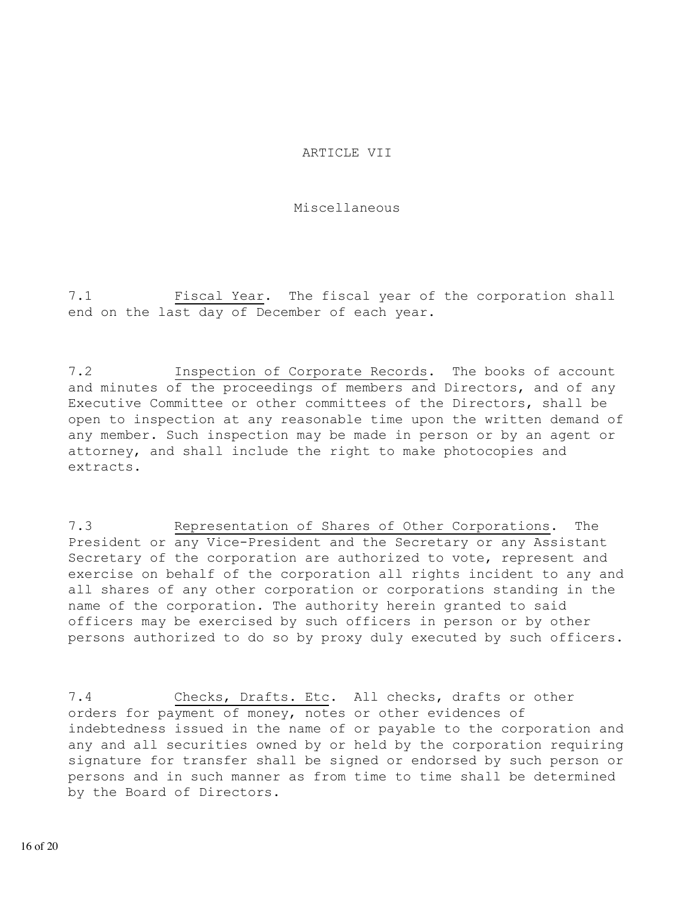# ARTICLE VII

## Miscellaneous

7.1 Fiscal Year. The fiscal year of the corporation shall end on the last day of December of each year.

7.2 Inspection of Corporate Records. The books of account and minutes of the proceedings of members and Directors, and of any Executive Committee or other committees of the Directors, shall be open to inspection at any reasonable time upon the written demand of any member. Such inspection may be made in person or by an agent or attorney, and shall include the right to make photocopies and extracts.

7.3 Representation of Shares of Other Corporations. The President or any Vice-President and the Secretary or any Assistant Secretary of the corporation are authorized to vote, represent and exercise on behalf of the corporation all rights incident to any and all shares of any other corporation or corporations standing in the name of the corporation. The authority herein granted to said officers may be exercised by such officers in person or by other persons authorized to do so by proxy duly executed by such officers.

7.4 Checks, Drafts. Etc. All checks, drafts or other orders for payment of money, notes or other evidences of indebtedness issued in the name of or payable to the corporation and any and all securities owned by or held by the corporation requiring signature for transfer shall be signed or endorsed by such person or persons and in such manner as from time to time shall be determined by the Board of Directors.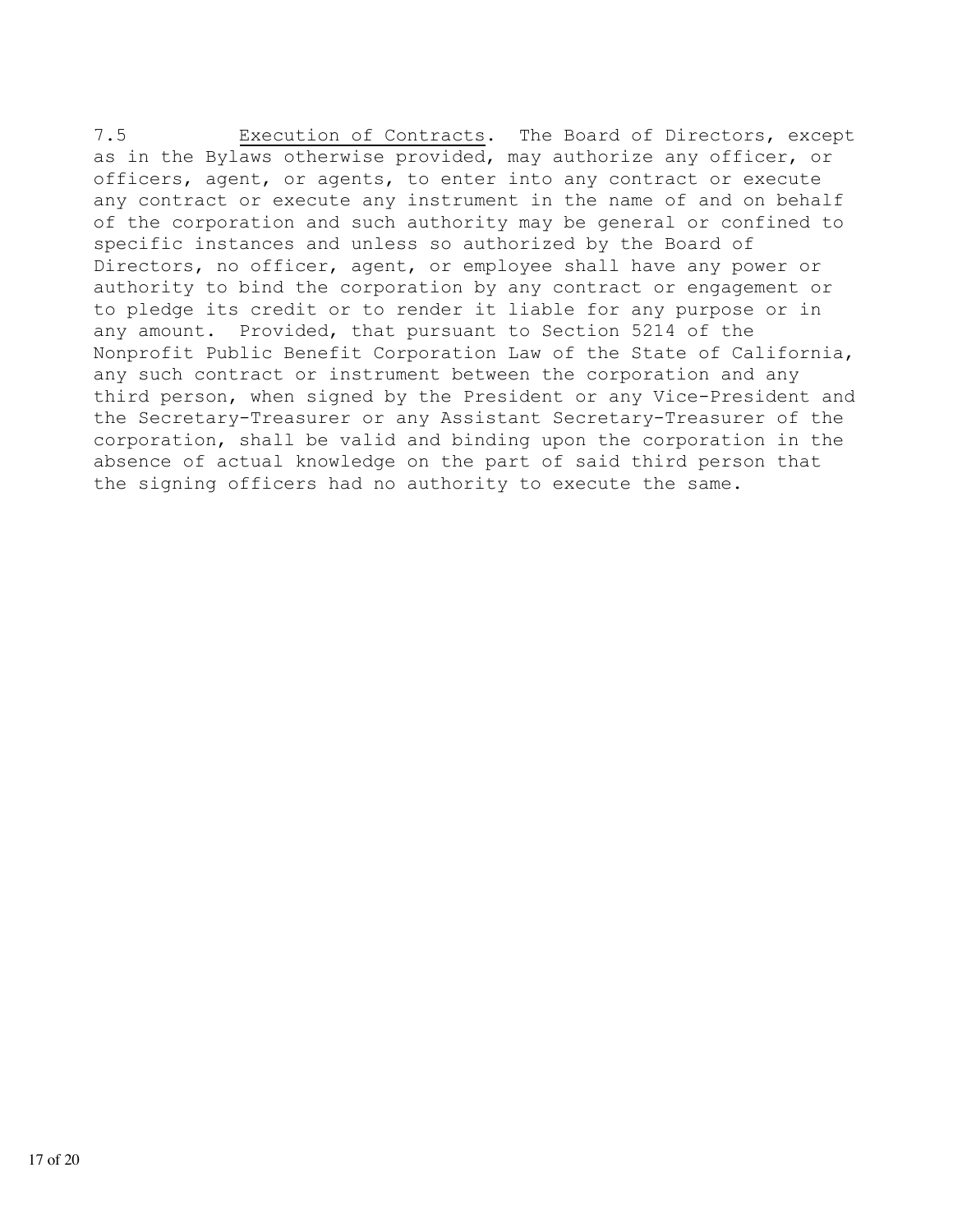7.5 <u>Execution of Contracts</u>. The Board of Directors, except as in the Bylaws otherwise provided, may authorize any officer, or officers, agent, or agents, to enter into any contract or execute any contract or execute any instrument in the name of and on behalf of the corporation and such authority may be general or confined to specific instances and unless so authorized by the Board of Directors, no officer, agent, or employee shall have any power or authority to bind the corporation by any contract or engagement or to pledge its credit or to render it liable for any purpose or in any amount. Provided, that pursuant to Section 5214 of the Nonprofit Public Benefit Corporation Law of the State of California, any such contract or instrument between the corporation and any third person, when signed by the President or any Vice-President and the Secretary-Treasurer or any Assistant Secretary-Treasurer of the corporation, shall be valid and binding upon the corporation in the absence of actual knowledge on the part of said third person that the signing officers had no authority to execute the same.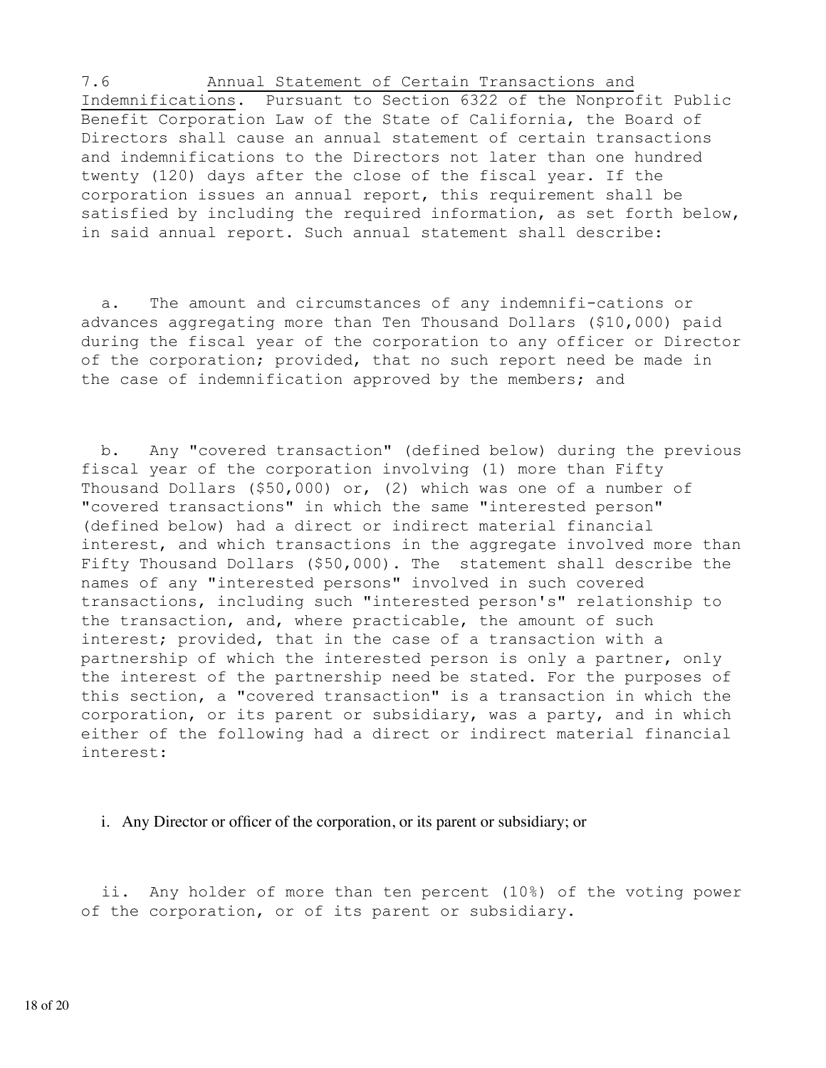7.6 <u>Annual Statement of Certain Transactions and Indemnifications</u>. Pursuant to Section 6322 of the Nonprofit Public Benefit Corporation Law of the State of California, the Board of Directors shall cause an annual statement of certain transactions and indemnifications to the Directors not later than one hundred twenty (120) days after the close of the fiscal year. If the corporation issues an annual report, this requirement shall be satisfied by including the required information, as set forth below, in said annual report. Such annual statement shall describe:

a. The amount and circumstances of any indemnifi-cations or advances aggregating more than Ten Thousand Dollars ($10,000) paid during the fiscal year of the corporation to any officer or Director of the corporation; provided, that no such report need be made in the case of indemnification approved by the members; and

b. Any "covered transaction" (defined below) during the previous fiscal year of the corporation involving (1) more than Fifty Thousand Dollars ($50,000) or, (2) which was one of a number of "covered transactions" in which the same "interested person" (defined below) had a direct or indirect material financial interest, and which transactions in the aggregate involved more than Fifty Thousand Dollars ($50,000). The statement shall describe the names of any "interested persons" involved in such covered transactions, including such "interested person's" relationship to the transaction, and, where practicable, the amount of such interest; provided, that in the case of a transaction with a partnership of which the interested person is only a partner, only the interest of the partnership need be stated. For the purposes of this section, a "covered transaction" is a transaction in which the corporation, or its parent or subsidiary, was a party, and in which either of the following had a direct or indirect material financial interest:

i. Any Director or officer of the corporation, or its parent or subsidiary; or

ii. Any holder of more than ten percent (10%) of the voting power of the corporation, or of its parent or subsidiary.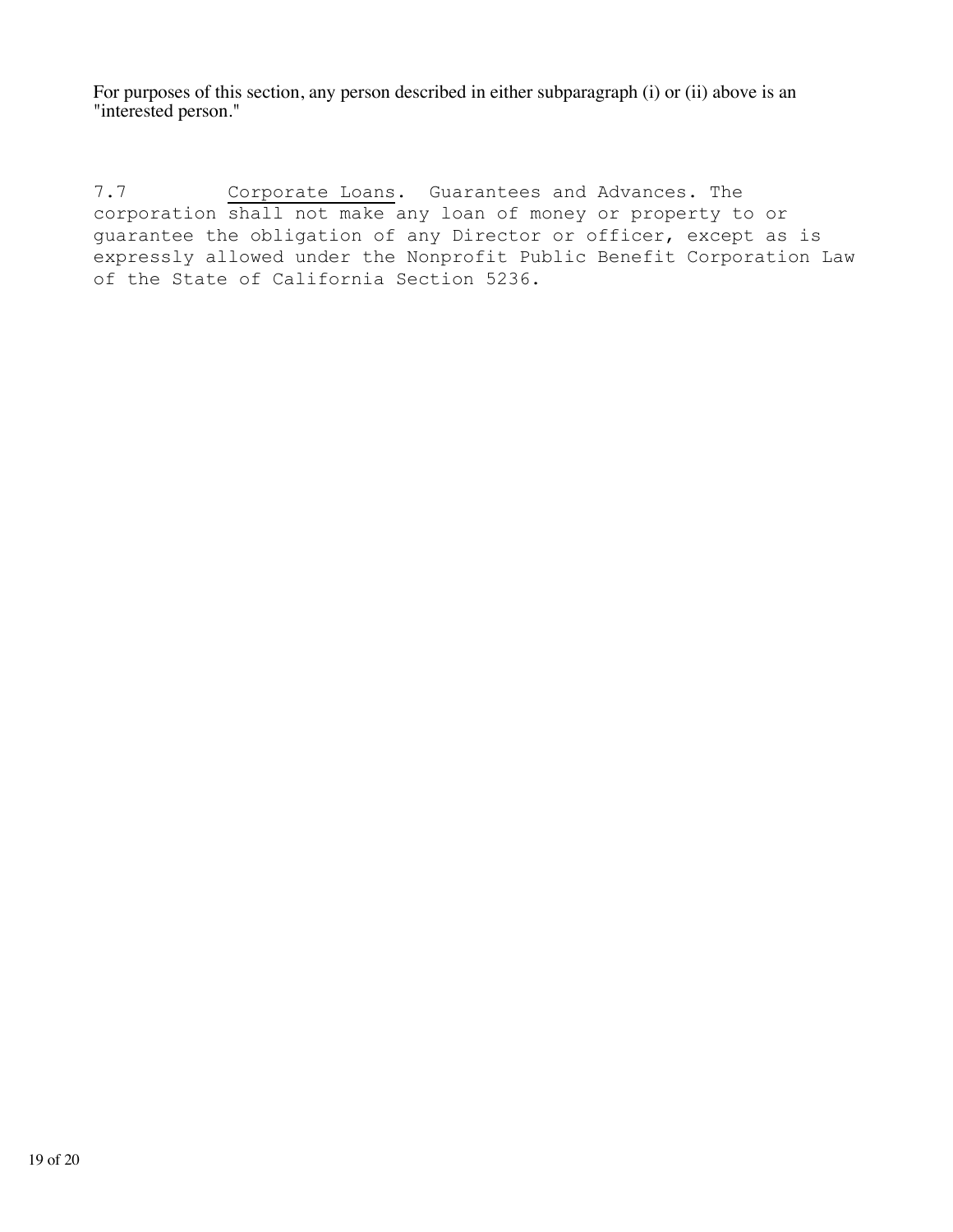For purposes of this section, any person described in either subparagraph (i) or (ii) above is an "interested person."

7.7 Corporate Loans. Guarantees and Advances. The corporation shall not make any loan of money or property to or guarantee the obligation of any Director or officer, except as is expressly allowed under the Nonprofit Public Benefit Corporation Law of the State of California Section 5236.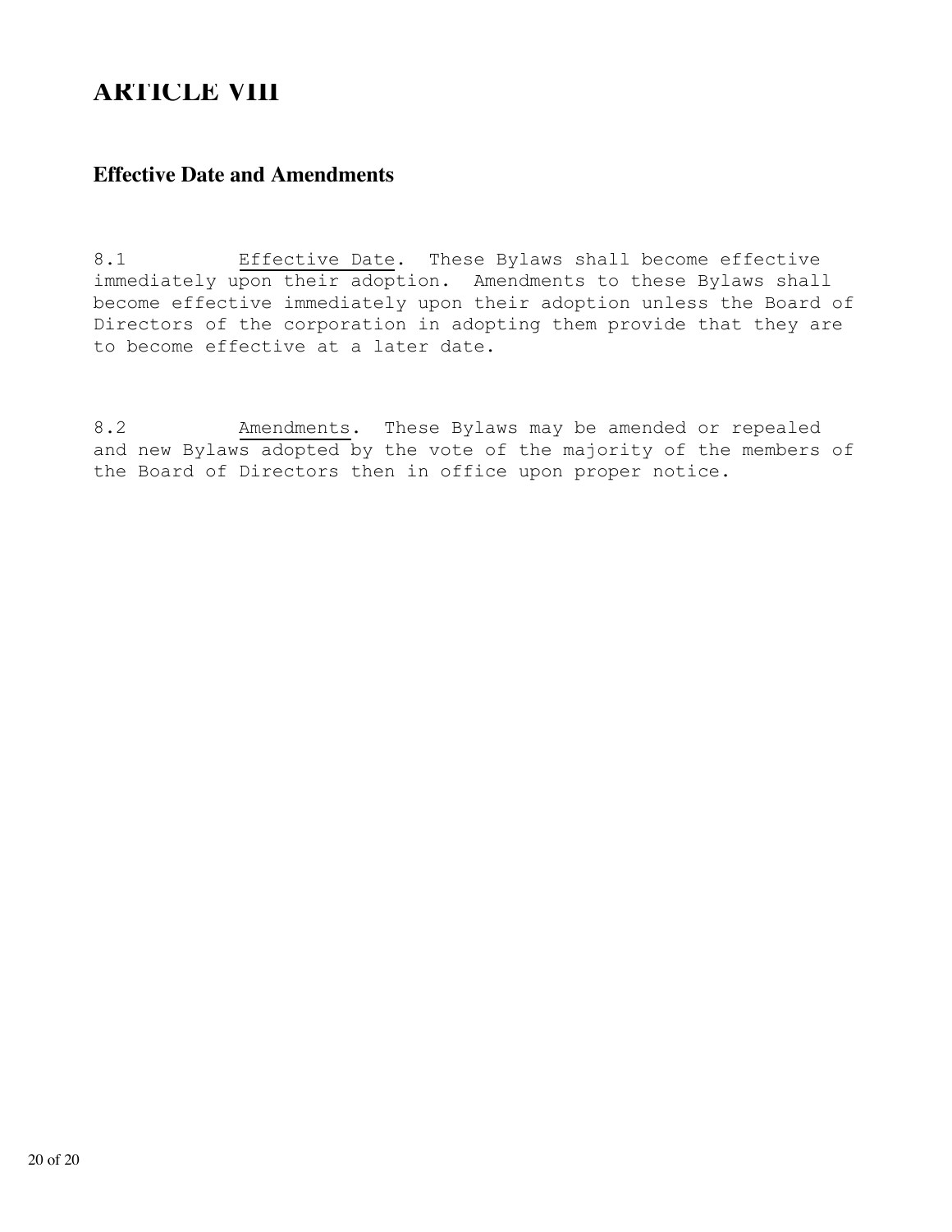# ARTICLE VIII

## Effective Date and Amendments

8.1 Effective Date. These Bylaws shall become effective immediately upon their adoption. Amendments to these Bylaws shall become effective immediately upon their adoption unless the Board of Directors of the corporation in adopting them provide that they are to become effective at a later date.

8.2 Amendments. These Bylaws may be amended or repealed and new Bylaws adopted by the vote of the majority of the members of the Board of Directors then in office upon proper notice.